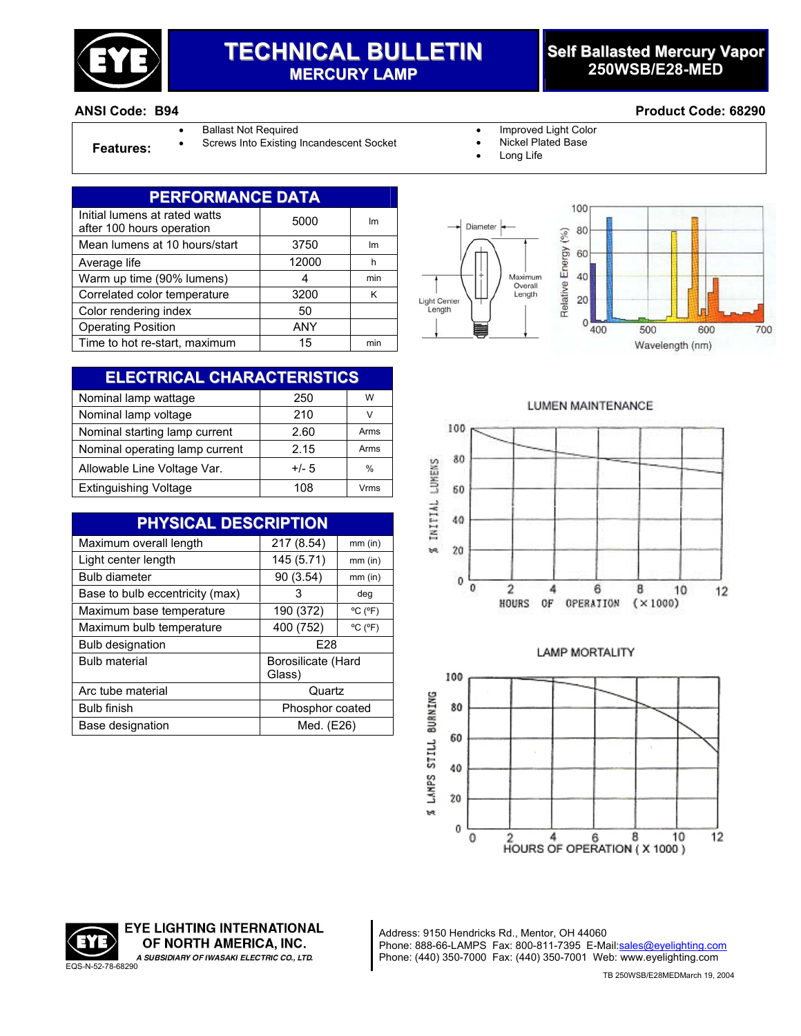# TECHNICAL BULLETIN
## MERCURY LAMP

**Self Ballasted Mercury Vapor 250WSB/E28-MED**

**ANSI Code: B94** **Product Code: 68290**

**Features:**
- Ballast Not Required
- Screws Into Existing Incandescent Socket
- Improved Light Color
- Nickel Plated Base
- Long Life

## PERFORMANCE DATA

| | | |
|---|---|---|
| Initial lumens at rated watts after 100 hours operation | 5000 | lm |
| Mean lumens at 10 hours/start | 3750 | lm |
| Average life | 12000 | h |
| Warm up time (90% lumens) | 4 | min |
| Correlated color temperature | 3200 | K |
| Color rendering index | 50 | |
| Operating Position | ANY | |
| Time to hot re-start, maximum | 15 | min |

## ELECTRICAL CHARACTERISTICS

| | | |
|---|---|---|
| Nominal lamp wattage | 250 | W |
| Nominal lamp voltage | 210 | V |
| Nominal starting lamp current | 2.60 | Arms |
| Nominal operating lamp current | 2.15 | Arms |
| Allowable Line Voltage Var. | +/- 5 | % |
| Extinguishing Voltage | 108 | Vrms |

## PHYSICAL DESCRIPTION

| | | |
|---|---|---|
| Maximum overall length | 217 (8.54) | mm (in) |
| Light center length | 145 (5.71) | mm (in) |
| Bulb diameter | 90 (3.54) | mm (in) |
| Base to bulb eccentricity (max) | 3 | deg |
| Maximum base temperature | 190 (372) | ºC (ºF) |
| Maximum bulb temperature | 400 (752) | ºC (ºF) |
| Bulb designation | E28 | |
| Bulb material | Borosilicate (Hard Glass) | |
| Arc tube material | Quartz | |
| Bulb finish | Phosphor coated | |
| Base designation | Med. (E26) | |

Diameter
Maximum Overall Length
Light Center Length

Relative Energy (%)
0 20 40 60 80 100
400 500 600 700
Wavelength (nm)

LUMEN MAINTENANCE
% INITIAL LUMENS
0 20 40 60 80 100
0 2 4 6 8 10 12
HOURS OF OPERATION (×1000)

LAMP MORTALITY
% LAMPS STILL BURNING
0 20 40 60 80 100
0 2 4 6 8 10 12
HOURS OF OPERATION ( X 1000 )

**EYE LIGHTING INTERNATIONAL OF NORTH AMERICA, INC.**
*A SUBSIDIARY OF IWASAKI ELECTRIC CO., LTD.*
EQS-N-52-78-68290

Address: 9150 Hendricks Rd., Mentor, OH 44060
Phone: 888-66-LAMPS Fax: 800-811-7395 E-Mail:sales@eyelighting.com
Phone: (440) 350-7000 Fax: (440) 350-7001 Web: www.eyelighting.com

TB 250WSB/E28MEDMarch 19, 2004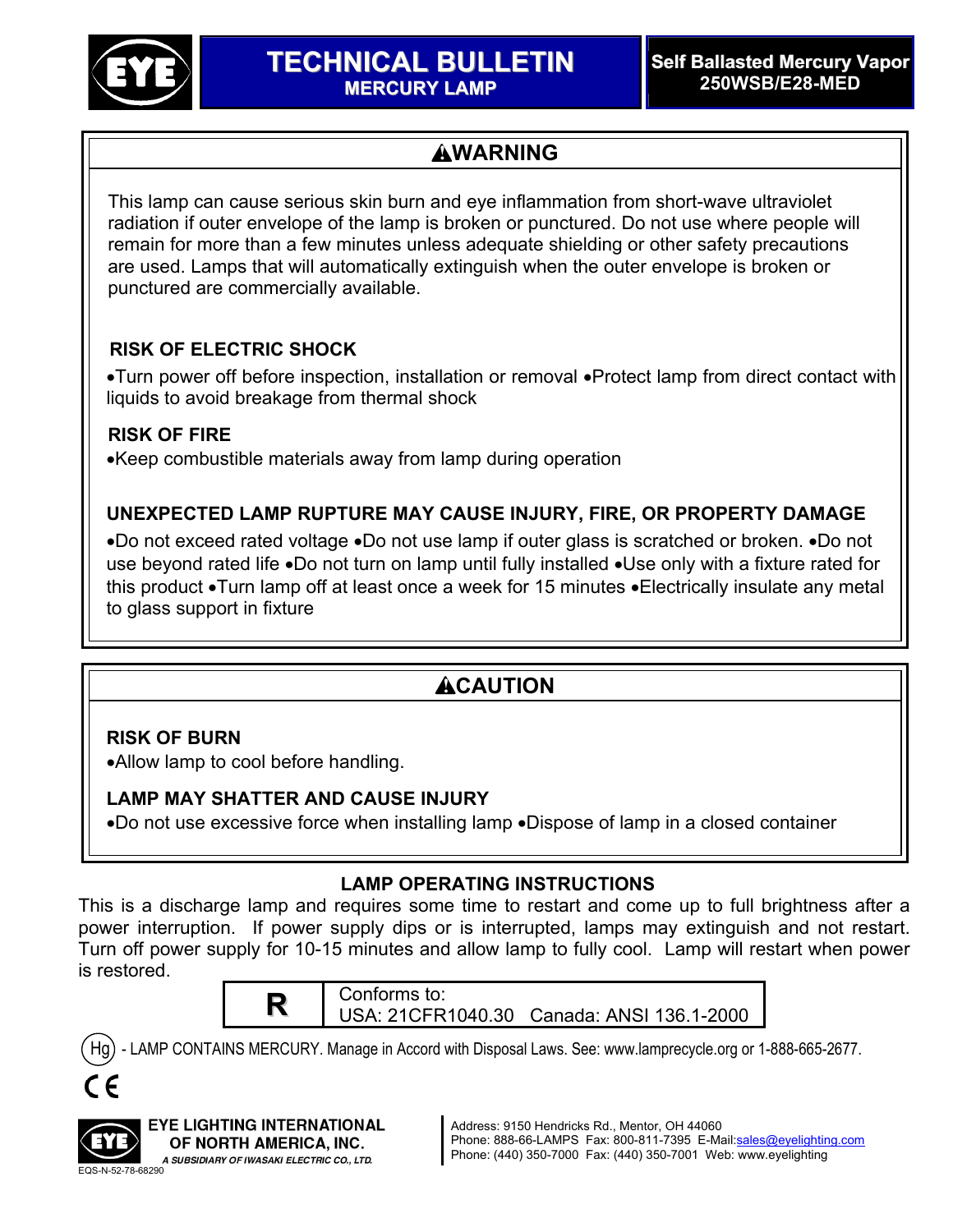# TECHNICAL BULLETIN
## MERCURY LAMP

**Self Ballasted Mercury Vapor 250WSB/E28-MED**

## ⚠WARNING

This lamp can cause serious skin burn and eye inflammation from short-wave ultraviolet radiation if outer envelope of the lamp is broken or punctured. Do not use where people will remain for more than a few minutes unless adequate shielding or other safety precautions are used. Lamps that will automatically extinguish when the outer envelope is broken or punctured are commercially available.

**RISK OF ELECTRIC SHOCK**

•Turn power off before inspection, installation or removal •Protect lamp from direct contact with liquids to avoid breakage from thermal shock

**RISK OF FIRE**

•Keep combustible materials away from lamp during operation

**UNEXPECTED LAMP RUPTURE MAY CAUSE INJURY, FIRE, OR PROPERTY DAMAGE**

•Do not exceed rated voltage •Do not use lamp if outer glass is scratched or broken. •Do not use beyond rated life •Do not turn on lamp until fully installed •Use only with a fixture rated for this product •Turn lamp off at least once a week for 15 minutes •Electrically insulate any metal to glass support in fixture

## ⚠CAUTION

**RISK OF BURN**

•Allow lamp to cool before handling.

**LAMP MAY SHATTER AND CAUSE INJURY**

•Do not use excessive force when installing lamp •Dispose of lamp in a closed container

### LAMP OPERATING INSTRUCTIONS

This is a discharge lamp and requires some time to restart and come up to full brightness after a power interruption. If power supply dips or is interrupted, lamps may extinguish and not restart. Turn off power supply for 10-15 minutes and allow lamp to fully cool. Lamp will restart when power is restored.

| R | Conforms to: USA: 21CFR1040.30 Canada: ANSI 136.1-2000 |
|---|---|

(Hg) - LAMP CONTAINS MERCURY. Manage in Accord with Disposal Laws. See: www.lamprecycle.org or 1-888-665-2677.

CE

**EYE LIGHTING INTERNATIONAL OF NORTH AMERICA, INC.**
*A SUBSIDIARY OF IWASAKI ELECTRIC CO., LTD.*

EQS-N-52-78-68290

Address: 9150 Hendricks Rd., Mentor, OH 44060
Phone: 888-66-LAMPS Fax: 800-811-7395 E-Mail:sales@eyelighting.com
Phone: (440) 350-7000 Fax: (440) 350-7001 Web: www.eyelighting